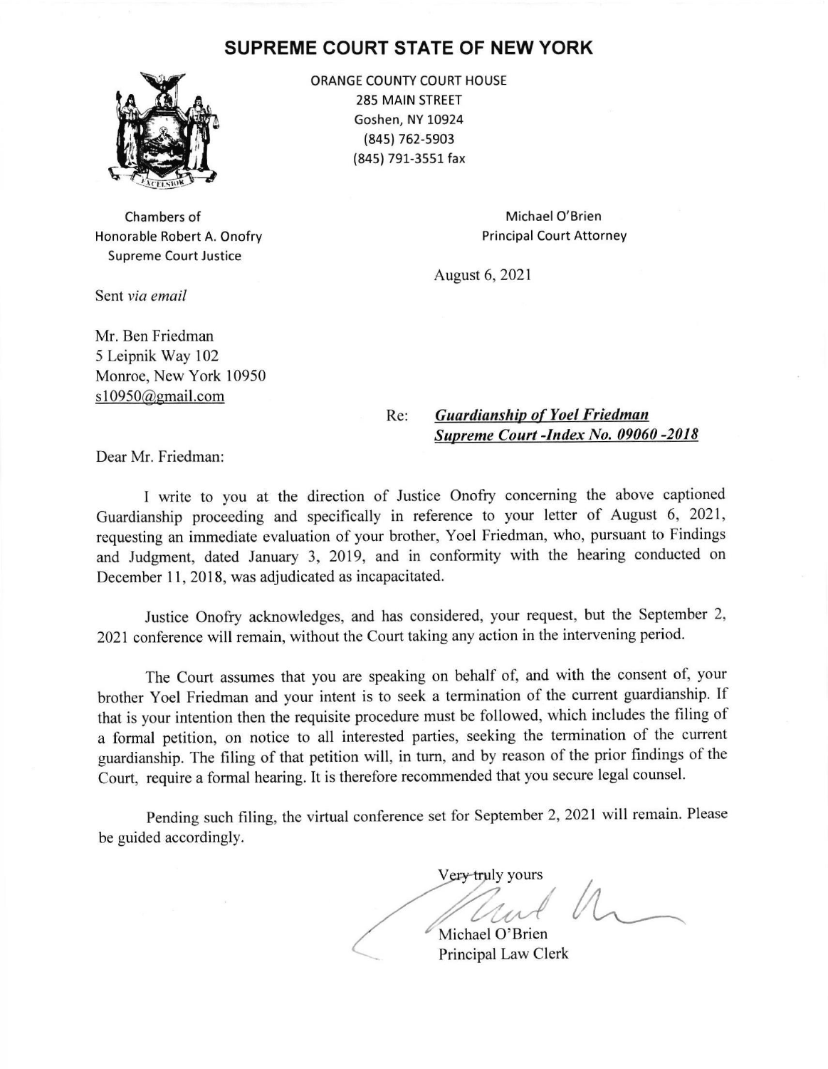# SUPREME COURT STATE OF NEW YORK

ORANGE COUNTY COURT HOUSE
285 MAIN STREET
Goshen, NY 10924
(845) 762-5903
(845) 791-3551 fax

Chambers of
Honorable Robert A. Onofry
Supreme Court Justice

Michael O'Brien
Principal Court Attorney

August 6, 2021

Sent *via email*

Mr. Ben Friedman
5 Leipnik Way 102
Monroe, New York 10950
s10950@gmail.com

Re: ***Guardianship of Yoel Friedman***
***Supreme Court -Index No. 09060 -2018***

Dear Mr. Friedman:

I write to you at the direction of Justice Onofry concerning the above captioned Guardianship proceeding and specifically in reference to your letter of August 6, 2021, requesting an immediate evaluation of your brother, Yoel Friedman, who, pursuant to Findings and Judgment, dated January 3, 2019, and in conformity with the hearing conducted on December 11, 2018, was adjudicated as incapacitated.

Justice Onofry acknowledges, and has considered, your request, but the September 2, 2021 conference will remain, without the Court taking any action in the intervening period.

The Court assumes that you are speaking on behalf of, and with the consent of, your brother Yoel Friedman and your intent is to seek a termination of the current guardianship. If that is your intention then the requisite procedure must be followed, which includes the filing of a formal petition, on notice to all interested parties, seeking the termination of the current guardianship. The filing of that petition will, in turn, and by reason of the prior findings of the Court, require a formal hearing. It is therefore recommended that you secure legal counsel.

Pending such filing, the virtual conference set for September 2, 2021 will remain. Please be guided accordingly.

Very truly yours

Michael O'Brien
Principal Law Clerk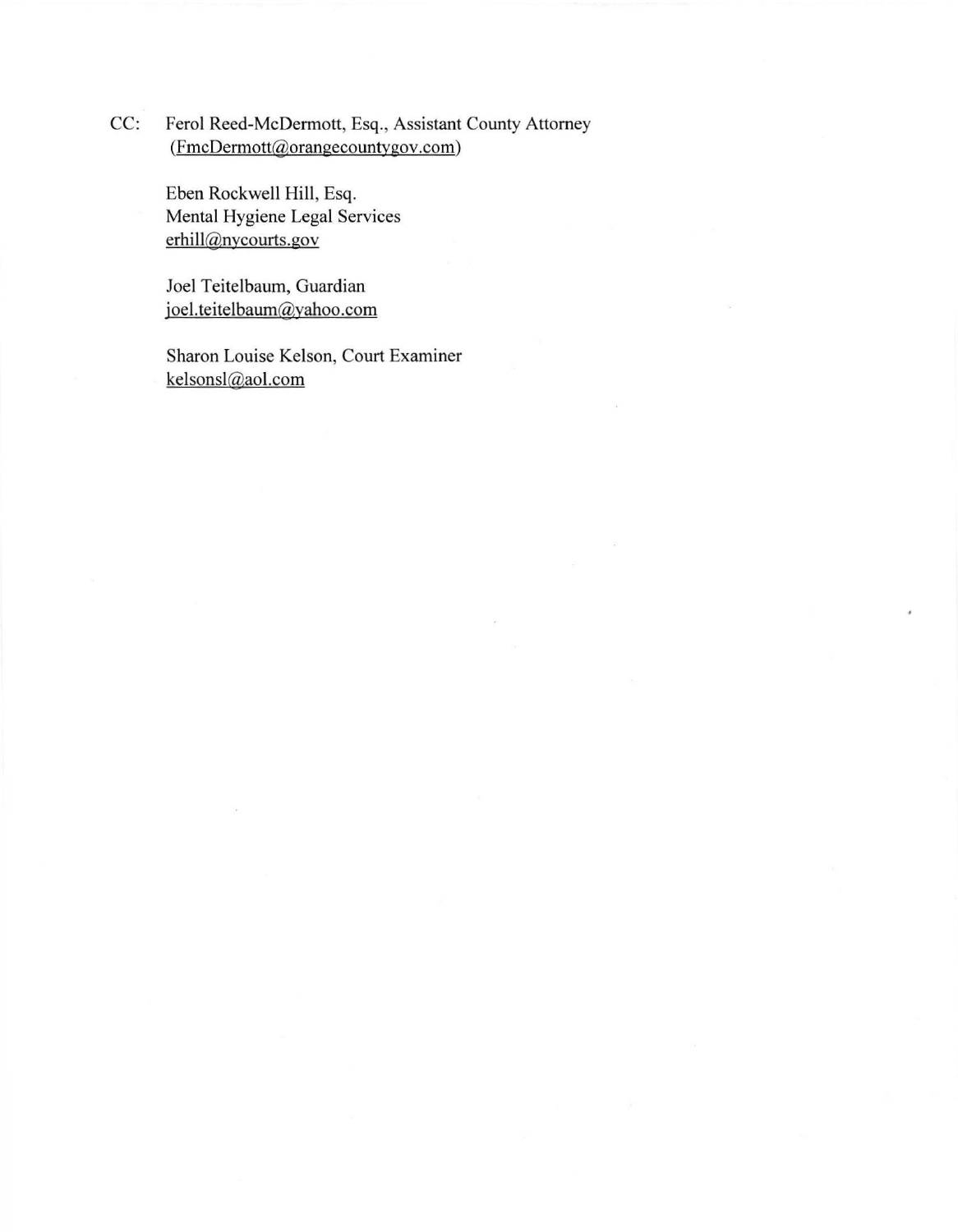CC: Ferol Reed-McDermott, Esq., Assistant County Attorney
(FmcDermott@orangecountygov.com)

Eben Rockwell Hill, Esq.
Mental Hygiene Legal Services
erhill@nycourts.gov

Joel Teitelbaum, Guardian
joel.teitelbaum@yahoo.com

Sharon Louise Kelson, Court Examiner
kelsonsl@aol.com